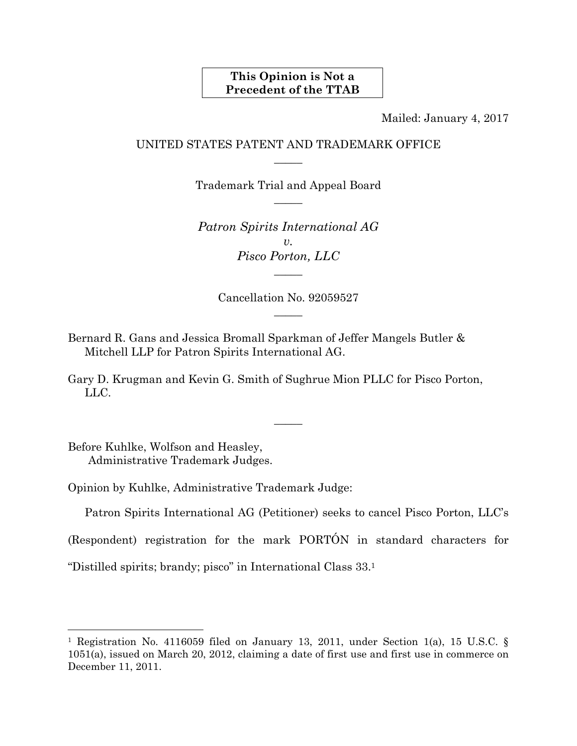**This Opinion is Not a Precedent of the TTAB**

Mailed: January 4, 2017

UNITED STATES PATENT AND TRADEMARK OFFICE

—

Trademark Trial and Appeal Board

—

*Patron Spirits International AG*
*v.*
*Pisco Porton, LLC*

—

Cancellation No. 92059527

—

Bernard R. Gans and Jessica Bromall Sparkman of Jeffer Mangels Butler & Mitchell LLP for Patron Spirits International AG.

Gary D. Krugman and Kevin G. Smith of Sughrue Mion PLLC for Pisco Porton, LLC.

—

Before Kuhlke, Wolfson and Heasley,
Administrative Trademark Judges.

Opinion by Kuhlke, Administrative Trademark Judge:

Patron Spirits International AG (Petitioner) seeks to cancel Pisco Porton, LLC's (Respondent) registration for the mark PORTÓN in standard characters for "Distilled spirits; brandy; pisco" in International Class 33.[1]

---

[1] Registration No. 4116059 filed on January 13, 2011, under Section 1(a), 15 U.S.C. § 1051(a), issued on March 20, 2012, claiming a date of first use and first use in commerce on December 11, 2011.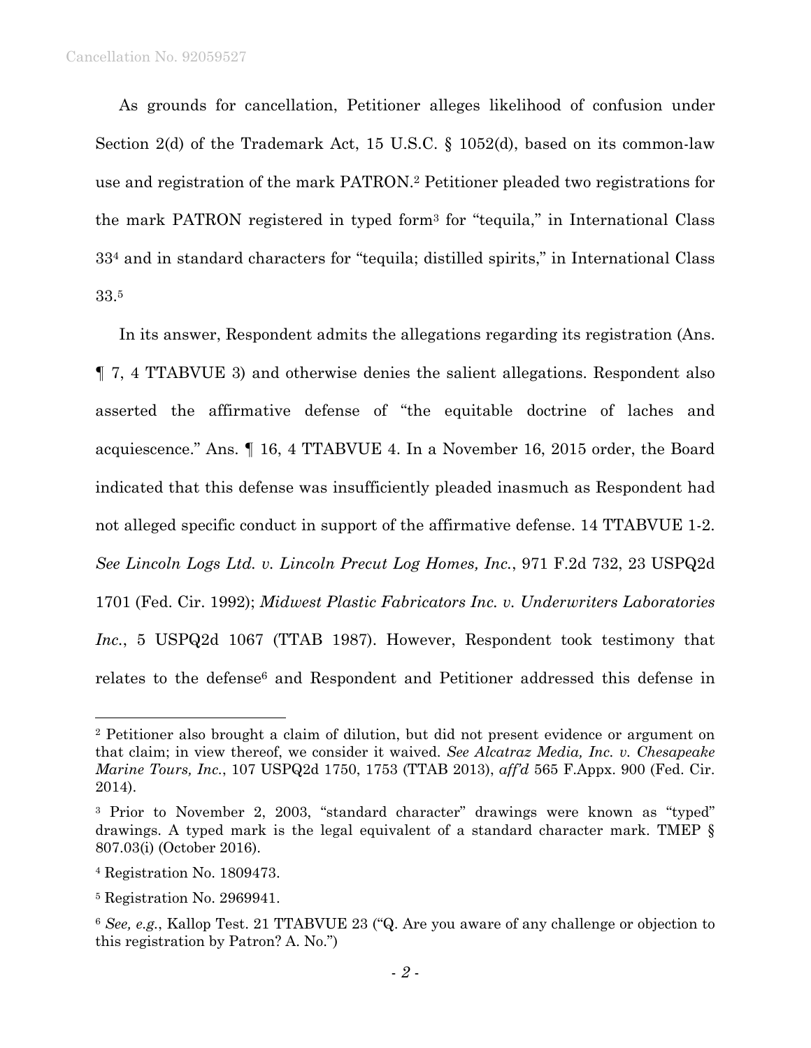As grounds for cancellation, Petitioner alleges likelihood of confusion under Section 2(d) of the Trademark Act, 15 U.S.C. § 1052(d), based on its common-law use and registration of the mark PATRON.[2] Petitioner pleaded two registrations for the mark PATRON registered in typed form[3] for "tequila," in International Class 33[4] and in standard characters for "tequila; distilled spirits," in International Class 33.[5]

In its answer, Respondent admits the allegations regarding its registration (Ans. ¶ 7, 4 TTABVUE 3) and otherwise denies the salient allegations. Respondent also asserted the affirmative defense of "the equitable doctrine of laches and acquiescence." Ans. ¶ 16, 4 TTABVUE 4. In a November 16, 2015 order, the Board indicated that this defense was insufficiently pleaded inasmuch as Respondent had not alleged specific conduct in support of the affirmative defense. 14 TTABVUE 1-2. *See Lincoln Logs Ltd. v. Lincoln Precut Log Homes, Inc.*, 971 F.2d 732, 23 USPQ2d 1701 (Fed. Cir. 1992); *Midwest Plastic Fabricators Inc. v. Underwriters Laboratories Inc.*, 5 USPQ2d 1067 (TTAB 1987). However, Respondent took testimony that relates to the defense[6] and Respondent and Petitioner addressed this defense in

---

[2] Petitioner also brought a claim of dilution, but did not present evidence or argument on that claim; in view thereof, we consider it waived. *See Alcatraz Media, Inc. v. Chesapeake Marine Tours, Inc.*, 107 USPQ2d 1750, 1753 (TTAB 2013), *aff'd* 565 F.Appx. 900 (Fed. Cir. 2014).

[3] Prior to November 2, 2003, "standard character" drawings were known as "typed" drawings. A typed mark is the legal equivalent of a standard character mark. TMEP § 807.03(i) (October 2016).

[4] Registration No. 1809473.

[5] Registration No. 2969941.

[6] *See, e.g.*, Kallop Test. 21 TTABVUE 23 ("Q. Are you aware of any challenge or objection to this registration by Patron? A. No.")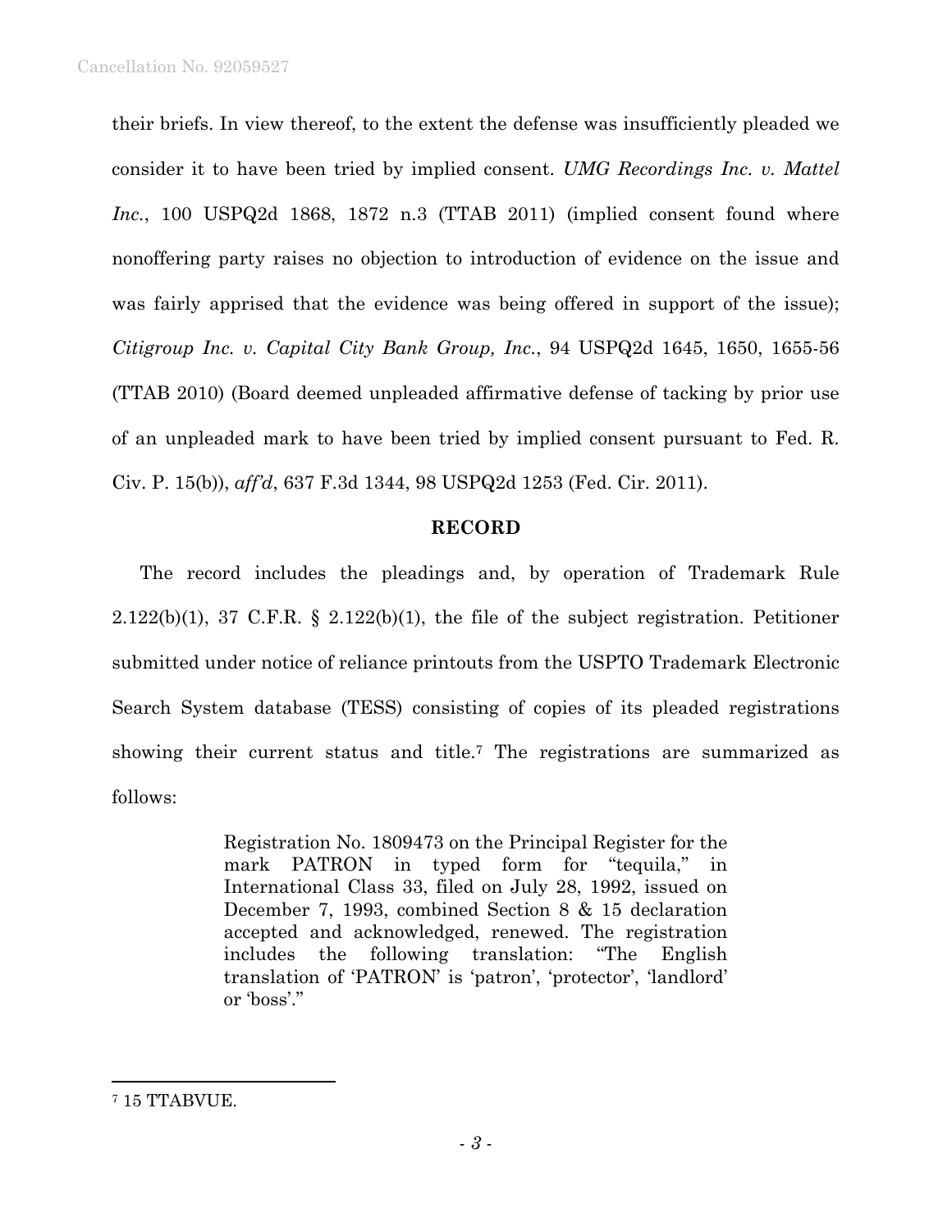their briefs. In view thereof, to the extent the defense was insufficiently pleaded we consider it to have been tried by implied consent. *UMG Recordings Inc. v. Mattel Inc.*, 100 USPQ2d 1868, 1872 n.3 (TTAB 2011) (implied consent found where nonoffering party raises no objection to introduction of evidence on the issue and was fairly apprised that the evidence was being offered in support of the issue); *Citigroup Inc. v. Capital City Bank Group, Inc.*, 94 USPQ2d 1645, 1650, 1655-56 (TTAB 2010) (Board deemed unpleaded affirmative defense of tacking by prior use of an unpleaded mark to have been tried by implied consent pursuant to Fed. R. Civ. P. 15(b)), *aff'd*, 637 F.3d 1344, 98 USPQ2d 1253 (Fed. Cir. 2011).

## RECORD

The record includes the pleadings and, by operation of Trademark Rule 2.122(b)(1), 37 C.F.R. § 2.122(b)(1), the file of the subject registration. Petitioner submitted under notice of reliance printouts from the USPTO Trademark Electronic Search System database (TESS) consisting of copies of its pleaded registrations showing their current status and title.[7] The registrations are summarized as follows:

> Registration No. 1809473 on the Principal Register for the mark PATRON in typed form for "tequila," in International Class 33, filed on July 28, 1992, issued on December 7, 1993, combined Section 8 & 15 declaration accepted and acknowledged, renewed. The registration includes the following translation: "The English translation of 'PATRON' is 'patron', 'protector', 'landlord' or 'boss'."

---

[7] 15 TTABVUE.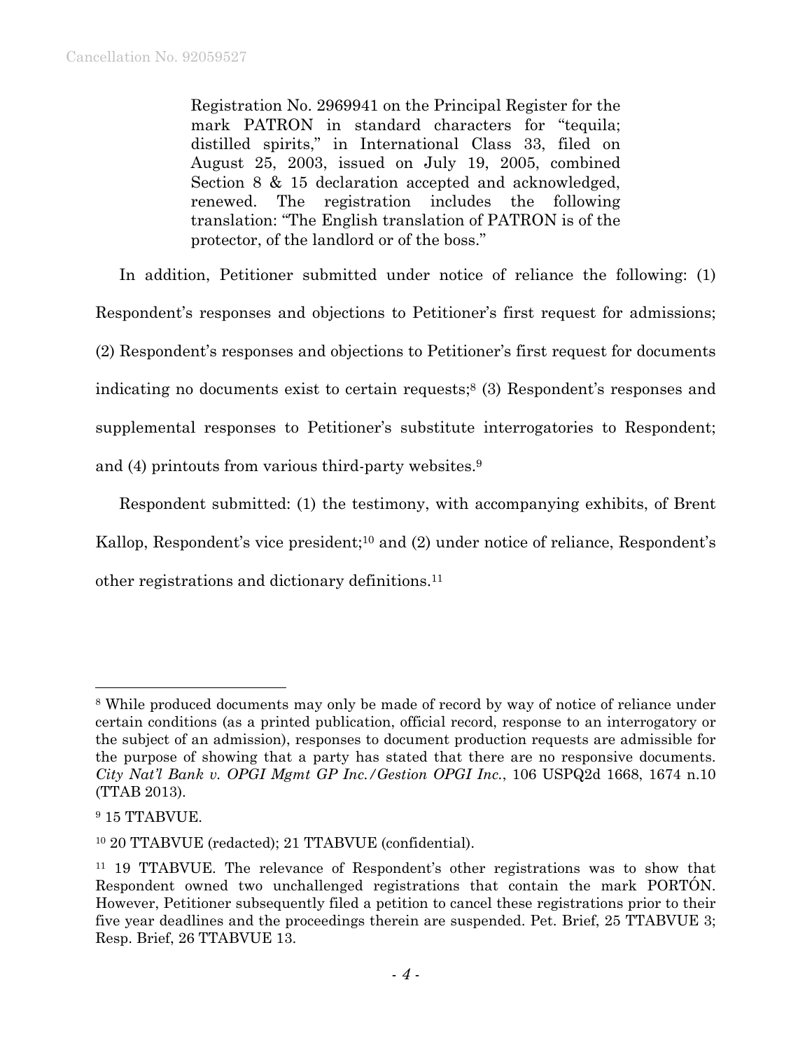> Registration No. 2969941 on the Principal Register for the mark PATRON in standard characters for "tequila; distilled spirits," in International Class 33, filed on August 25, 2003, issued on July 19, 2005, combined Section 8 & 15 declaration accepted and acknowledged, renewed. The registration includes the following translation: "The English translation of PATRON is of the protector, of the landlord or of the boss."

In addition, Petitioner submitted under notice of reliance the following: (1) Respondent's responses and objections to Petitioner's first request for admissions; (2) Respondent's responses and objections to Petitioner's first request for documents indicating no documents exist to certain requests;[8] (3) Respondent's responses and supplemental responses to Petitioner's substitute interrogatories to Respondent; and (4) printouts from various third-party websites.[9]

Respondent submitted: (1) the testimony, with accompanying exhibits, of Brent Kallop, Respondent's vice president;[10] and (2) under notice of reliance, Respondent's other registrations and dictionary definitions.[11]

---

[8] While produced documents may only be made of record by way of notice of reliance under certain conditions (as a printed publication, official record, response to an interrogatory or the subject of an admission), responses to document production requests are admissible for the purpose of showing that a party has stated that there are no responsive documents. *City Nat'l Bank v. OPGI Mgmt GP Inc./Gestion OPGI Inc.*, 106 USPQ2d 1668, 1674 n.10 (TTAB 2013).

[9] 15 TTABVUE.

[10] 20 TTABVUE (redacted); 21 TTABVUE (confidential).

[11] 19 TTABVUE. The relevance of Respondent's other registrations was to show that Respondent owned two unchallenged registrations that contain the mark PORTÓN. However, Petitioner subsequently filed a petition to cancel these registrations prior to their five year deadlines and the proceedings therein are suspended. Pet. Brief, 25 TTABVUE 3; Resp. Brief, 26 TTABVUE 13.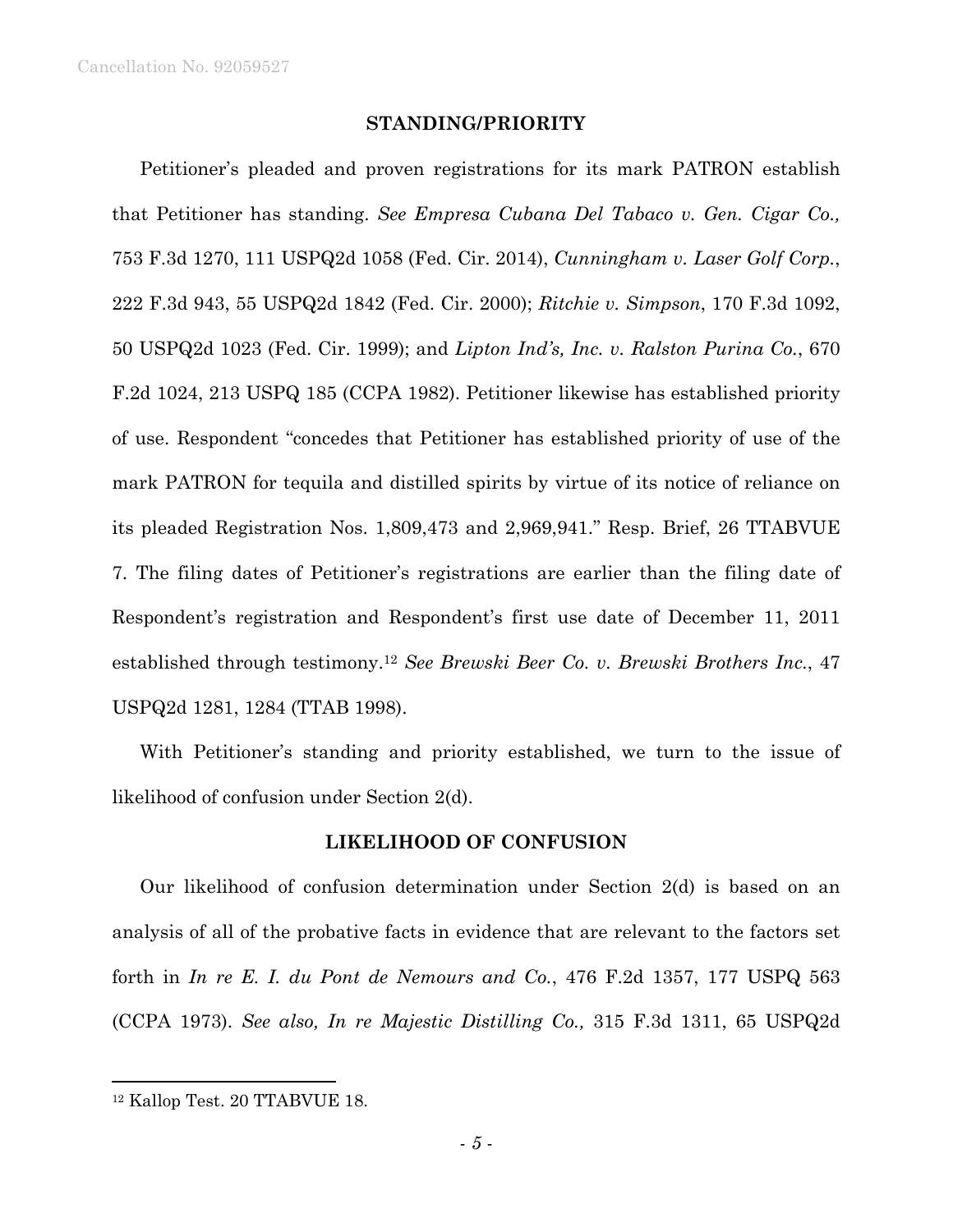## STANDING/PRIORITY

Petitioner's pleaded and proven registrations for its mark PATRON establish that Petitioner has standing. *See Empresa Cubana Del Tabaco v. Gen. Cigar Co.,* 753 F.3d 1270, 111 USPQ2d 1058 (Fed. Cir. 2014), *Cunningham v. Laser Golf Corp.*, 222 F.3d 943, 55 USPQ2d 1842 (Fed. Cir. 2000); *Ritchie v. Simpson*, 170 F.3d 1092, 50 USPQ2d 1023 (Fed. Cir. 1999); and *Lipton Ind's, Inc. v. Ralston Purina Co.*, 670 F.2d 1024, 213 USPQ 185 (CCPA 1982). Petitioner likewise has established priority of use. Respondent "concedes that Petitioner has established priority of use of the mark PATRON for tequila and distilled spirits by virtue of its notice of reliance on its pleaded Registration Nos. 1,809,473 and 2,969,941." Resp. Brief, 26 TTABVUE 7. The filing dates of Petitioner's registrations are earlier than the filing date of Respondent's registration and Respondent's first use date of December 11, 2011 established through testimony.[12] *See Brewski Beer Co. v. Brewski Brothers Inc.*, 47 USPQ2d 1281, 1284 (TTAB 1998).

With Petitioner's standing and priority established, we turn to the issue of likelihood of confusion under Section 2(d).

## LIKELIHOOD OF CONFUSION

Our likelihood of confusion determination under Section 2(d) is based on an analysis of all of the probative facts in evidence that are relevant to the factors set forth in *In re E. I. du Pont de Nemours and Co.*, 476 F.2d 1357, 177 USPQ 563 (CCPA 1973). *See also, In re Majestic Distilling Co.,* 315 F.3d 1311, 65 USPQ2d

---

[12] Kallop Test. 20 TTABVUE 18.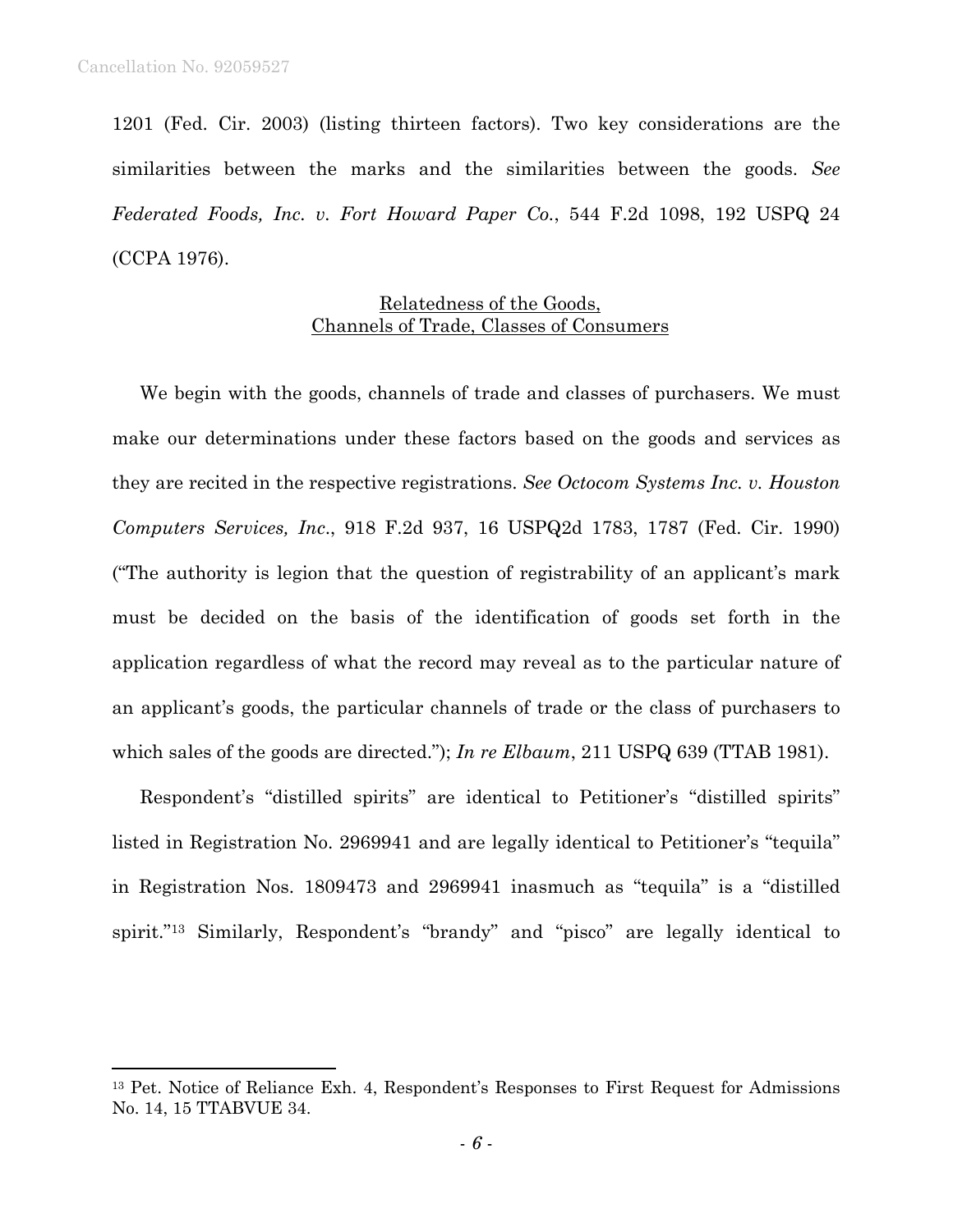1201 (Fed. Cir. 2003) (listing thirteen factors). Two key considerations are the similarities between the marks and the similarities between the goods. *See Federated Foods, Inc. v. Fort Howard Paper Co.*, 544 F.2d 1098, 192 USPQ 24 (CCPA 1976).

<u>Relatedness of the Goods, Channels of Trade, Classes of Consumers</u>

We begin with the goods, channels of trade and classes of purchasers. We must make our determinations under these factors based on the goods and services as they are recited in the respective registrations. *See Octocom Systems Inc. v. Houston Computers Services, Inc.*, 918 F.2d 937, 16 USPQ2d 1783, 1787 (Fed. Cir. 1990) ("The authority is legion that the question of registrability of an applicant's mark must be decided on the basis of the identification of goods set forth in the application regardless of what the record may reveal as to the particular nature of an applicant's goods, the particular channels of trade or the class of purchasers to which sales of the goods are directed."); *In re Elbaum*, 211 USPQ 639 (TTAB 1981).

Respondent's "distilled spirits" are identical to Petitioner's "distilled spirits" listed in Registration No. 2969941 and are legally identical to Petitioner's "tequila" in Registration Nos. 1809473 and 2969941 inasmuch as "tequila" is a "distilled spirit."[13] Similarly, Respondent's "brandy" and "pisco" are legally identical to

---

[13] Pet. Notice of Reliance Exh. 4, Respondent's Responses to First Request for Admissions No. 14, 15 TTABVUE 34.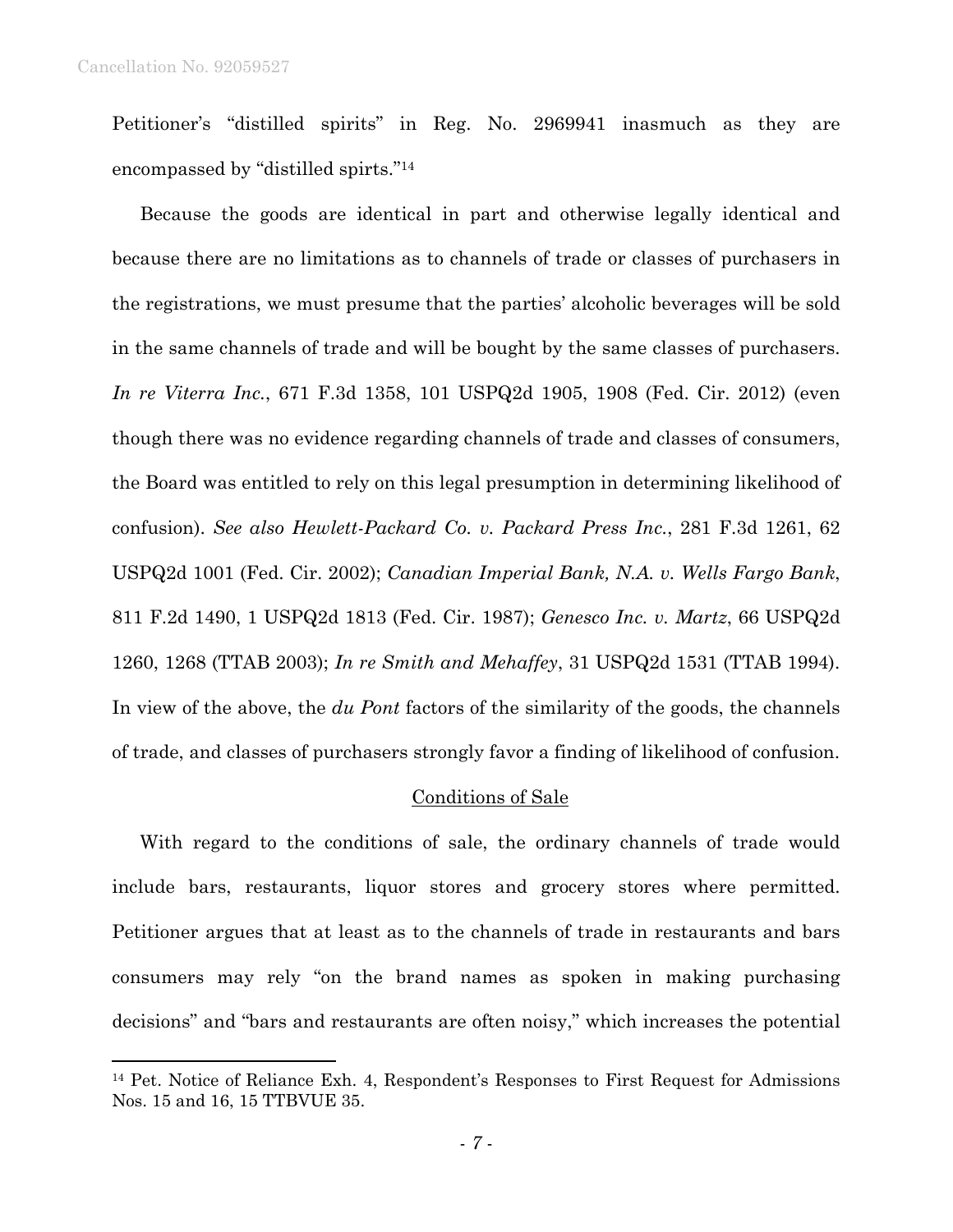Petitioner's "distilled spirits" in Reg. No. 2969941 inasmuch as they are encompassed by "distilled spirts."[14]

Because the goods are identical in part and otherwise legally identical and because there are no limitations as to channels of trade or classes of purchasers in the registrations, we must presume that the parties' alcoholic beverages will be sold in the same channels of trade and will be bought by the same classes of purchasers. *In re Viterra Inc.*, 671 F.3d 1358, 101 USPQ2d 1905, 1908 (Fed. Cir. 2012) (even though there was no evidence regarding channels of trade and classes of consumers, the Board was entitled to rely on this legal presumption in determining likelihood of confusion). *See also Hewlett-Packard Co. v. Packard Press Inc.*, 281 F.3d 1261, 62 USPQ2d 1001 (Fed. Cir. 2002); *Canadian Imperial Bank, N.A. v. Wells Fargo Bank*, 811 F.2d 1490, 1 USPQ2d 1813 (Fed. Cir. 1987); *Genesco Inc. v. Martz*, 66 USPQ2d 1260, 1268 (TTAB 2003); *In re Smith and Mehaffey*, 31 USPQ2d 1531 (TTAB 1994). In view of the above, the *du Pont* factors of the similarity of the goods, the channels of trade, and classes of purchasers strongly favor a finding of likelihood of confusion.

<u>Conditions of Sale</u>

With regard to the conditions of sale, the ordinary channels of trade would include bars, restaurants, liquor stores and grocery stores where permitted. Petitioner argues that at least as to the channels of trade in restaurants and bars consumers may rely "on the brand names as spoken in making purchasing decisions" and "bars and restaurants are often noisy," which increases the potential

[14] Pet. Notice of Reliance Exh. 4, Respondent's Responses to First Request for Admissions Nos. 15 and 16, 15 TTBVUE 35.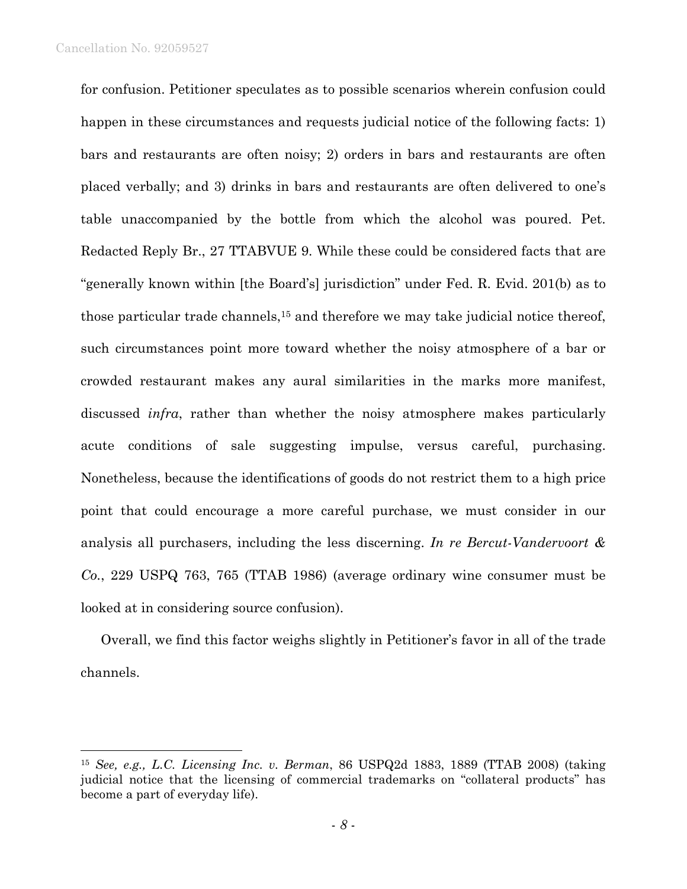for confusion. Petitioner speculates as to possible scenarios wherein confusion could happen in these circumstances and requests judicial notice of the following facts: 1) bars and restaurants are often noisy; 2) orders in bars and restaurants are often placed verbally; and 3) drinks in bars and restaurants are often delivered to one's table unaccompanied by the bottle from which the alcohol was poured. Pet. Redacted Reply Br., 27 TTABVUE 9. While these could be considered facts that are "generally known within [the Board's] jurisdiction" under Fed. R. Evid. 201(b) as to those particular trade channels,[15] and therefore we may take judicial notice thereof, such circumstances point more toward whether the noisy atmosphere of a bar or crowded restaurant makes any aural similarities in the marks more manifest, discussed *infra*, rather than whether the noisy atmosphere makes particularly acute conditions of sale suggesting impulse, versus careful, purchasing. Nonetheless, because the identifications of goods do not restrict them to a high price point that could encourage a more careful purchase, we must consider in our analysis all purchasers, including the less discerning. *In re Bercut-Vandervoort & Co.*, 229 USPQ 763, 765 (TTAB 1986) (average ordinary wine consumer must be looked at in considering source confusion).

Overall, we find this factor weighs slightly in Petitioner's favor in all of the trade channels.

---

[15] *See, e.g., L.C. Licensing Inc. v. Berman*, 86 USPQ2d 1883, 1889 (TTAB 2008) (taking judicial notice that the licensing of commercial trademarks on "collateral products" has become a part of everyday life).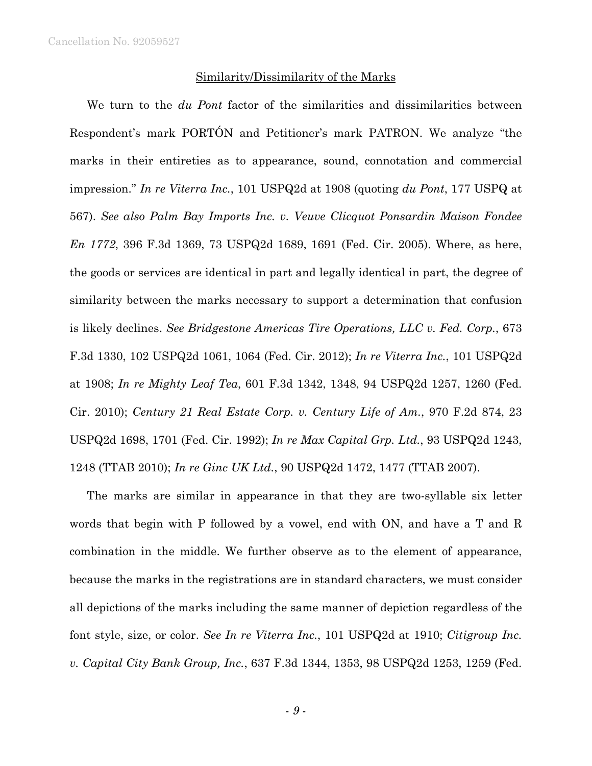Similarity/Dissimilarity of the Marks

We turn to the *du Pont* factor of the similarities and dissimilarities between Respondent's mark PORTÓN and Petitioner's mark PATRON. We analyze "the marks in their entireties as to appearance, sound, connotation and commercial impression." *In re Viterra Inc.*, 101 USPQ2d at 1908 (quoting *du Pont*, 177 USPQ at 567). *See also Palm Bay Imports Inc. v. Veuve Clicquot Ponsardin Maison Fondee En 1772*, 396 F.3d 1369, 73 USPQ2d 1689, 1691 (Fed. Cir. 2005). Where, as here, the goods or services are identical in part and legally identical in part, the degree of similarity between the marks necessary to support a determination that confusion is likely declines. *See Bridgestone Americas Tire Operations, LLC v. Fed. Corp.*, 673 F.3d 1330, 102 USPQ2d 1061, 1064 (Fed. Cir. 2012); *In re Viterra Inc.*, 101 USPQ2d at 1908; *In re Mighty Leaf Tea*, 601 F.3d 1342, 1348, 94 USPQ2d 1257, 1260 (Fed. Cir. 2010); *Century 21 Real Estate Corp. v. Century Life of Am.*, 970 F.2d 874, 23 USPQ2d 1698, 1701 (Fed. Cir. 1992); *In re Max Capital Grp. Ltd.*, 93 USPQ2d 1243, 1248 (TTAB 2010); *In re Ginc UK Ltd.*, 90 USPQ2d 1472, 1477 (TTAB 2007).

The marks are similar in appearance in that they are two-syllable six letter words that begin with P followed by a vowel, end with ON, and have a T and R combination in the middle. We further observe as to the element of appearance, because the marks in the registrations are in standard characters, we must consider all depictions of the marks including the same manner of depiction regardless of the font style, size, or color. *See In re Viterra Inc.*, 101 USPQ2d at 1910; *Citigroup Inc. v. Capital City Bank Group, Inc.*, 637 F.3d 1344, 1353, 98 USPQ2d 1253, 1259 (Fed.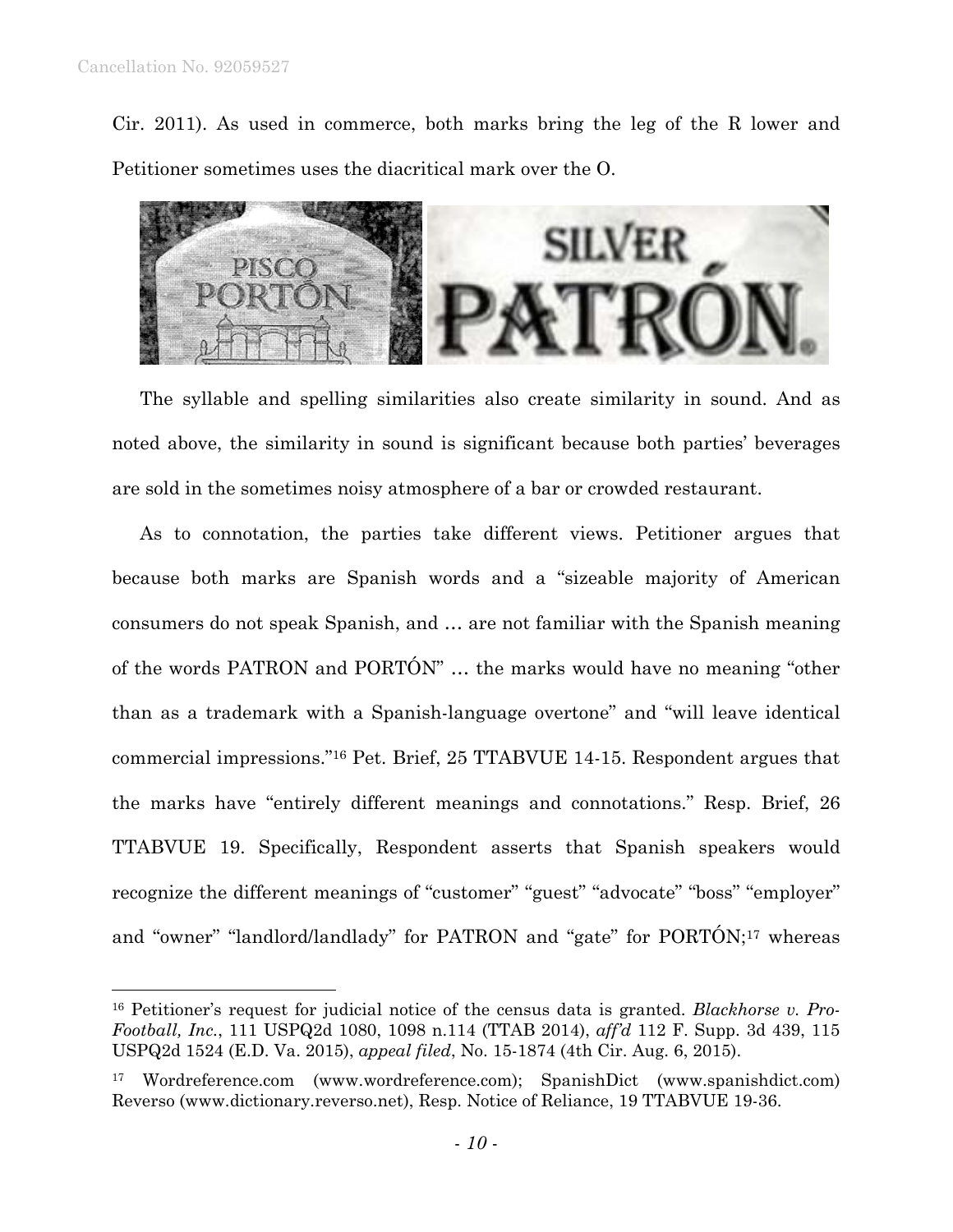Cir. 2011). As used in commerce, both marks bring the leg of the R lower and Petitioner sometimes uses the diacritical mark over the O.

The syllable and spelling similarities also create similarity in sound. And as noted above, the similarity in sound is significant because both parties' beverages are sold in the sometimes noisy atmosphere of a bar or crowded restaurant.

As to connotation, the parties take different views. Petitioner argues that because both marks are Spanish words and a "sizeable majority of American consumers do not speak Spanish, and … are not familiar with the Spanish meaning of the words PATRON and PORTÓN" … the marks would have no meaning "other than as a trademark with a Spanish-language overtone" and "will leave identical commercial impressions."[16] Pet. Brief, 25 TTABVUE 14-15. Respondent argues that the marks have "entirely different meanings and connotations." Resp. Brief, 26 TTABVUE 19. Specifically, Respondent asserts that Spanish speakers would recognize the different meanings of "customer" "guest" "advocate" "boss" "employer" and "owner" "landlord/landlady" for PATRON and "gate" for PORTÓN;[17] whereas

---

[16] Petitioner's request for judicial notice of the census data is granted. *Blackhorse v. Pro-Football, Inc.*, 111 USPQ2d 1080, 1098 n.114 (TTAB 2014), *aff'd* 112 F. Supp. 3d 439, 115 USPQ2d 1524 (E.D. Va. 2015), *appeal filed*, No. 15-1874 (4th Cir. Aug. 6, 2015).

[17] Wordreference.com (www.wordreference.com); SpanishDict (www.spanishdict.com) Reverso (www.dictionary.reverso.net), Resp. Notice of Reliance, 19 TTABVUE 19-36.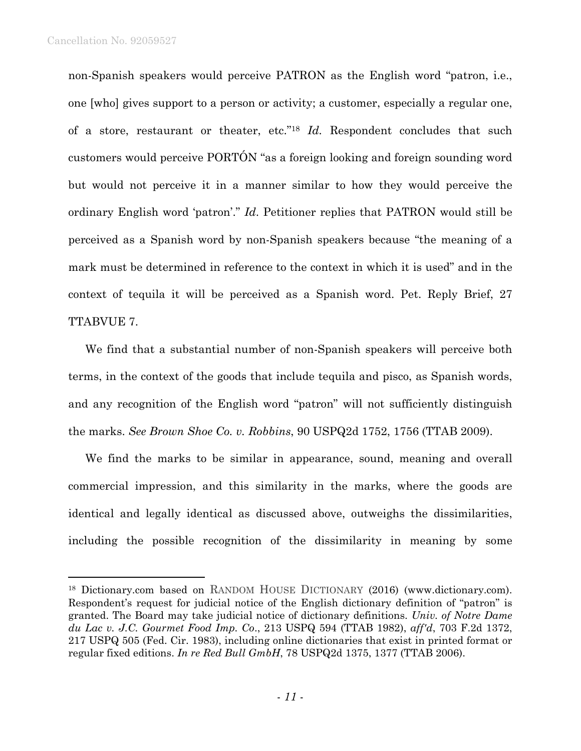non-Spanish speakers would perceive PATRON as the English word "patron, i.e., one [who] gives support to a person or activity; a customer, especially a regular one, of a store, restaurant or theater, etc."[18] *Id.* Respondent concludes that such customers would perceive PORTÓN "as a foreign looking and foreign sounding word but would not perceive it in a manner similar to how they would perceive the ordinary English word 'patron'." *Id*. Petitioner replies that PATRON would still be perceived as a Spanish word by non-Spanish speakers because "the meaning of a mark must be determined in reference to the context in which it is used" and in the context of tequila it will be perceived as a Spanish word. Pet. Reply Brief, 27 TTABVUE 7.

We find that a substantial number of non-Spanish speakers will perceive both terms, in the context of the goods that include tequila and pisco, as Spanish words, and any recognition of the English word "patron" will not sufficiently distinguish the marks. *See Brown Shoe Co. v. Robbins*, 90 USPQ2d 1752, 1756 (TTAB 2009).

We find the marks to be similar in appearance, sound, meaning and overall commercial impression, and this similarity in the marks, where the goods are identical and legally identical as discussed above, outweighs the dissimilarities, including the possible recognition of the dissimilarity in meaning by some

---

[18] Dictionary.com based on RANDOM HOUSE DICTIONARY (2016) (www.dictionary.com). Respondent's request for judicial notice of the English dictionary definition of "patron" is granted. The Board may take judicial notice of dictionary definitions. *Univ. of Notre Dame du Lac v. J.C. Gourmet Food Imp. Co*., 213 USPQ 594 (TTAB 1982), *aff'd*, 703 F.2d 1372, 217 USPQ 505 (Fed. Cir. 1983), including online dictionaries that exist in printed format or regular fixed editions. *In re Red Bull GmbH*, 78 USPQ2d 1375, 1377 (TTAB 2006).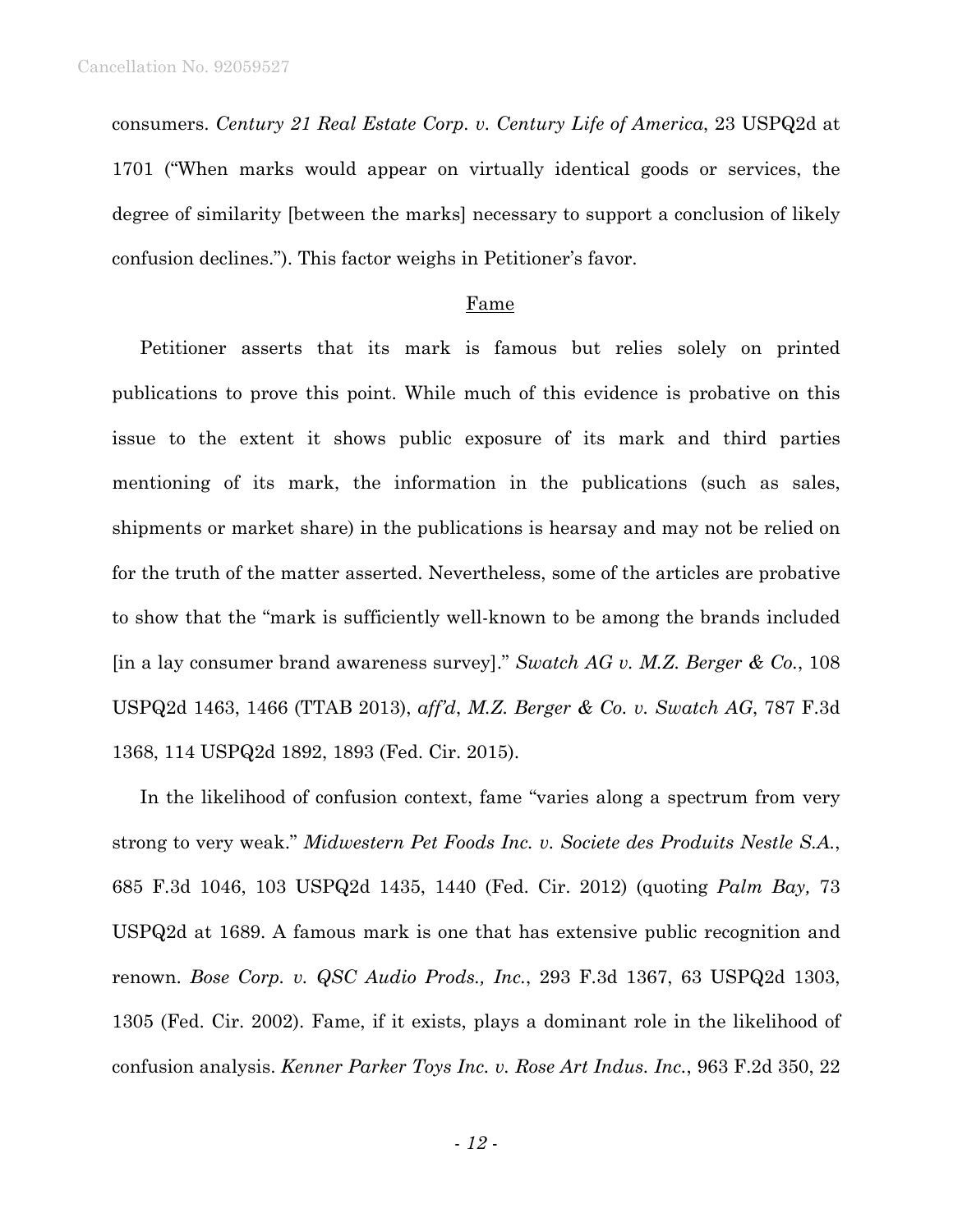consumers. *Century 21 Real Estate Corp. v. Century Life of America*, 23 USPQ2d at 1701 ("When marks would appear on virtually identical goods or services, the degree of similarity [between the marks] necessary to support a conclusion of likely confusion declines."). This factor weighs in Petitioner's favor.

## Fame

Petitioner asserts that its mark is famous but relies solely on printed publications to prove this point. While much of this evidence is probative on this issue to the extent it shows public exposure of its mark and third parties mentioning of its mark, the information in the publications (such as sales, shipments or market share) in the publications is hearsay and may not be relied on for the truth of the matter asserted. Nevertheless, some of the articles are probative to show that the "mark is sufficiently well-known to be among the brands included [in a lay consumer brand awareness survey]." *Swatch AG v. M.Z. Berger & Co.*, 108 USPQ2d 1463, 1466 (TTAB 2013), *aff'd*, *M.Z. Berger & Co. v. Swatch AG*, 787 F.3d 1368, 114 USPQ2d 1892, 1893 (Fed. Cir. 2015).

In the likelihood of confusion context, fame "varies along a spectrum from very strong to very weak." *Midwestern Pet Foods Inc. v. Societe des Produits Nestle S.A.*, 685 F.3d 1046, 103 USPQ2d 1435, 1440 (Fed. Cir. 2012) (quoting *Palm Bay,* 73 USPQ2d at 1689. A famous mark is one that has extensive public recognition and renown. *Bose Corp. v. QSC Audio Prods., Inc.*, 293 F.3d 1367, 63 USPQ2d 1303, 1305 (Fed. Cir. 2002). Fame, if it exists, plays a dominant role in the likelihood of confusion analysis. *Kenner Parker Toys Inc. v. Rose Art Indus. Inc.*, 963 F.2d 350, 22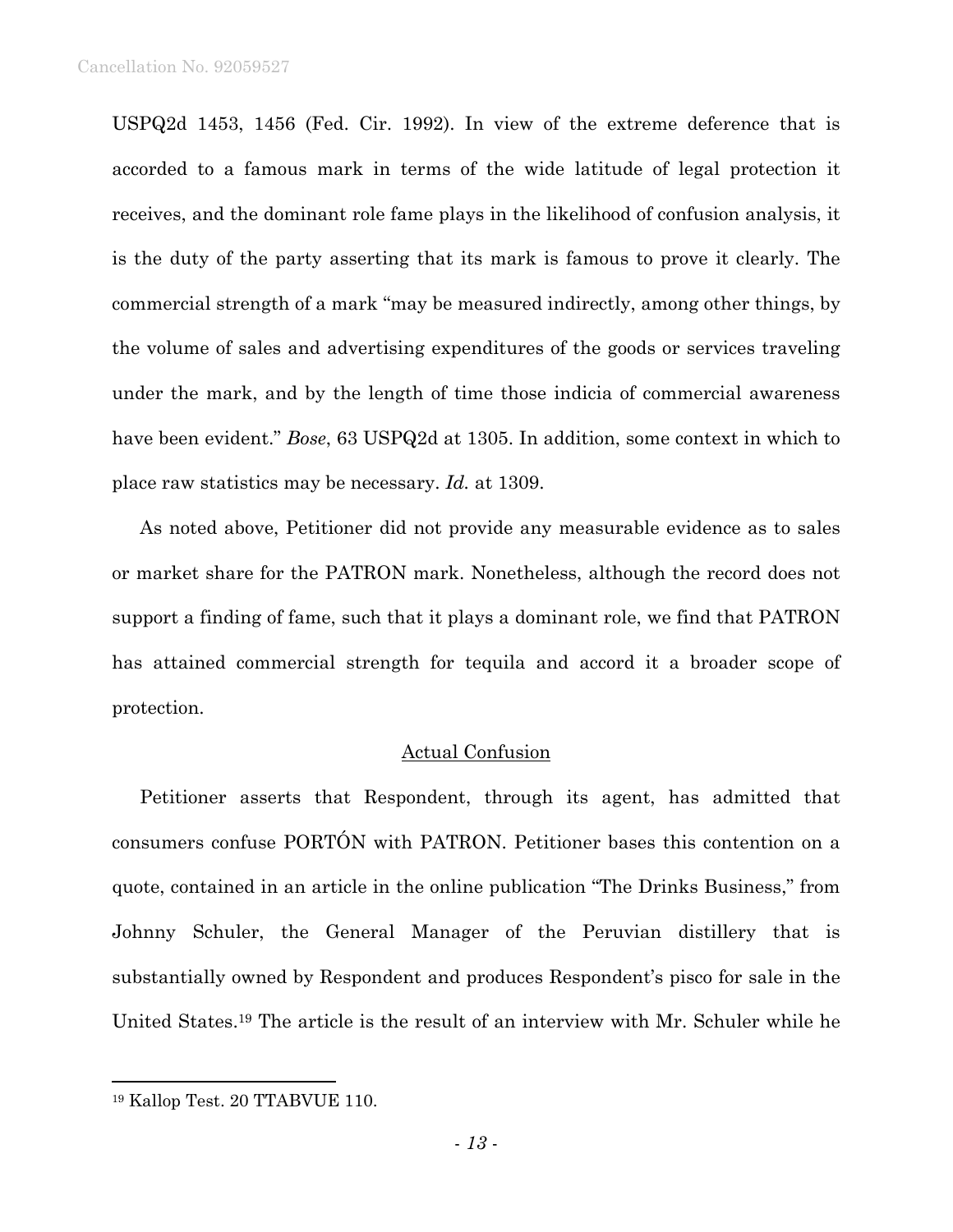USPQ2d 1453, 1456 (Fed. Cir. 1992). In view of the extreme deference that is accorded to a famous mark in terms of the wide latitude of legal protection it receives, and the dominant role fame plays in the likelihood of confusion analysis, it is the duty of the party asserting that its mark is famous to prove it clearly. The commercial strength of a mark "may be measured indirectly, among other things, by the volume of sales and advertising expenditures of the goods or services traveling under the mark, and by the length of time those indicia of commercial awareness have been evident." *Bose*, 63 USPQ2d at 1305. In addition, some context in which to place raw statistics may be necessary. *Id.* at 1309.

As noted above, Petitioner did not provide any measurable evidence as to sales or market share for the PATRON mark. Nonetheless, although the record does not support a finding of fame, such that it plays a dominant role, we find that PATRON has attained commercial strength for tequila and accord it a broader scope of protection.

## Actual Confusion

Petitioner asserts that Respondent, through its agent, has admitted that consumers confuse PORTÓN with PATRON. Petitioner bases this contention on a quote, contained in an article in the online publication "The Drinks Business," from Johnny Schuler, the General Manager of the Peruvian distillery that is substantially owned by Respondent and produces Respondent's pisco for sale in the United States.[19] The article is the result of an interview with Mr. Schuler while he

---

[19] Kallop Test. 20 TTABVUE 110.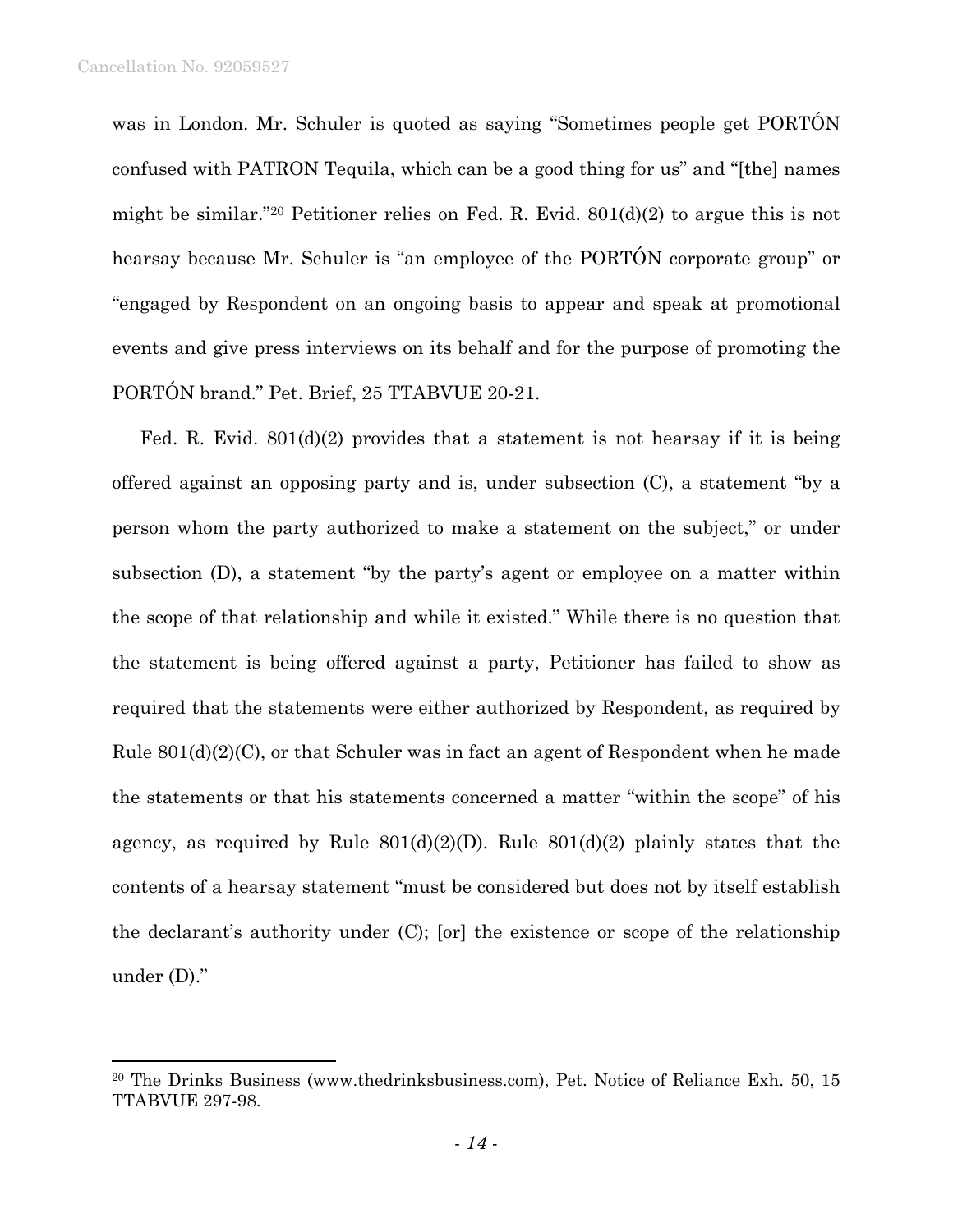was in London. Mr. Schuler is quoted as saying "Sometimes people get PORTÓN confused with PATRON Tequila, which can be a good thing for us" and "[the] names might be similar."[20] Petitioner relies on Fed. R. Evid. 801(d)(2) to argue this is not hearsay because Mr. Schuler is "an employee of the PORTÓN corporate group" or "engaged by Respondent on an ongoing basis to appear and speak at promotional events and give press interviews on its behalf and for the purpose of promoting the PORTÓN brand." Pet. Brief, 25 TTABVUE 20-21.

Fed. R. Evid. 801(d)(2) provides that a statement is not hearsay if it is being offered against an opposing party and is, under subsection (C), a statement "by a person whom the party authorized to make a statement on the subject," or under subsection (D), a statement "by the party's agent or employee on a matter within the scope of that relationship and while it existed." While there is no question that the statement is being offered against a party, Petitioner has failed to show as required that the statements were either authorized by Respondent, as required by Rule 801(d)(2)(C), or that Schuler was in fact an agent of Respondent when he made the statements or that his statements concerned a matter "within the scope" of his agency, as required by Rule 801(d)(2)(D). Rule 801(d)(2) plainly states that the contents of a hearsay statement "must be considered but does not by itself establish the declarant's authority under (C); [or] the existence or scope of the relationship under (D)."

---

[20] The Drinks Business (www.thedrinksbusiness.com), Pet. Notice of Reliance Exh. 50, 15 TTABVUE 297-98.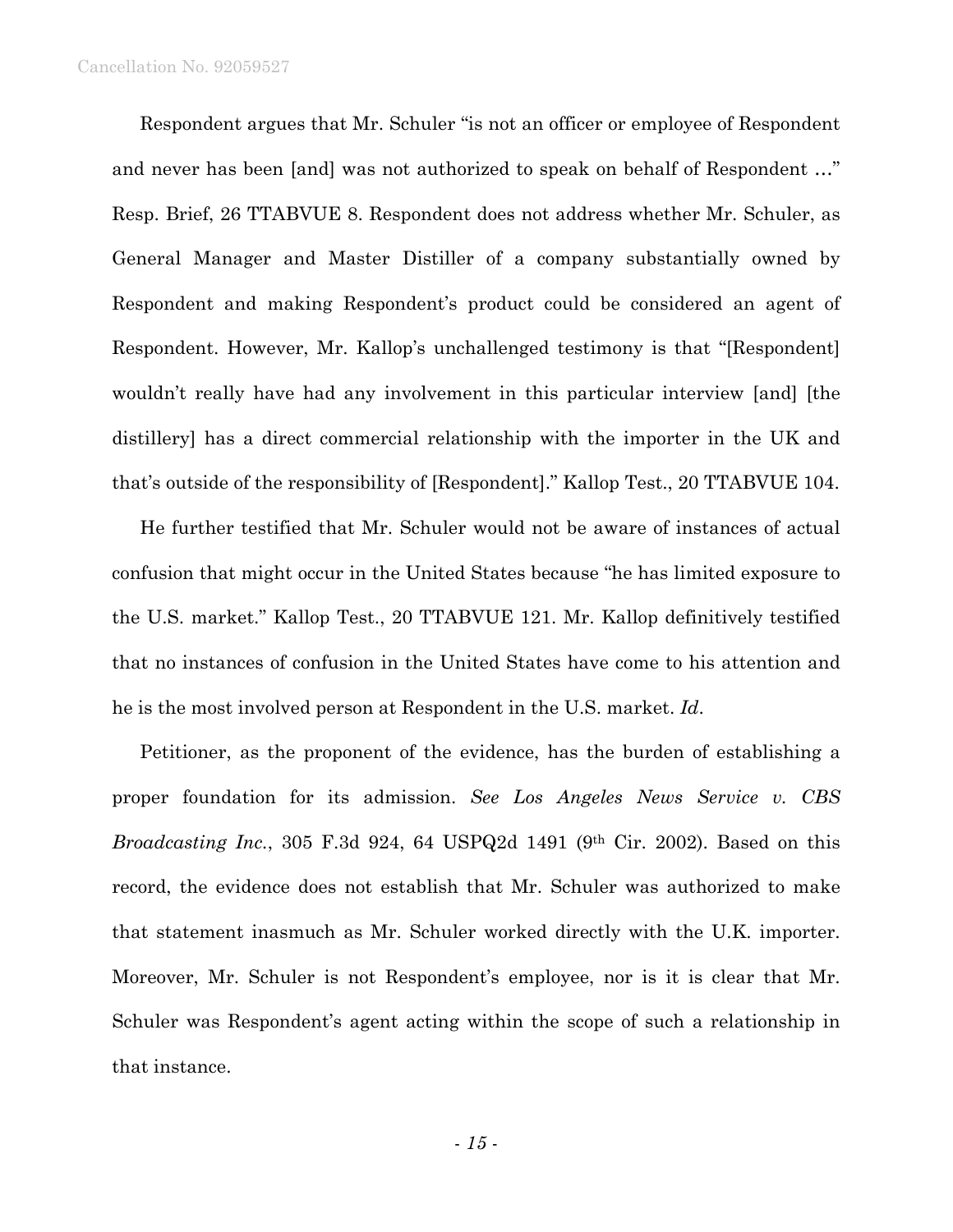Respondent argues that Mr. Schuler "is not an officer or employee of Respondent and never has been [and] was not authorized to speak on behalf of Respondent …" Resp. Brief, 26 TTABVUE 8. Respondent does not address whether Mr. Schuler, as General Manager and Master Distiller of a company substantially owned by Respondent and making Respondent's product could be considered an agent of Respondent. However, Mr. Kallop's unchallenged testimony is that "[Respondent] wouldn't really have had any involvement in this particular interview [and] [the distillery] has a direct commercial relationship with the importer in the UK and that's outside of the responsibility of [Respondent]." Kallop Test., 20 TTABVUE 104.

He further testified that Mr. Schuler would not be aware of instances of actual confusion that might occur in the United States because "he has limited exposure to the U.S. market." Kallop Test., 20 TTABVUE 121. Mr. Kallop definitively testified that no instances of confusion in the United States have come to his attention and he is the most involved person at Respondent in the U.S. market. *Id*.

Petitioner, as the proponent of the evidence, has the burden of establishing a proper foundation for its admission. *See Los Angeles News Service v. CBS Broadcasting Inc.*, 305 F.3d 924, 64 USPQ2d 1491 (9th Cir. 2002). Based on this record, the evidence does not establish that Mr. Schuler was authorized to make that statement inasmuch as Mr. Schuler worked directly with the U.K. importer. Moreover, Mr. Schuler is not Respondent's employee, nor is it is clear that Mr. Schuler was Respondent's agent acting within the scope of such a relationship in that instance.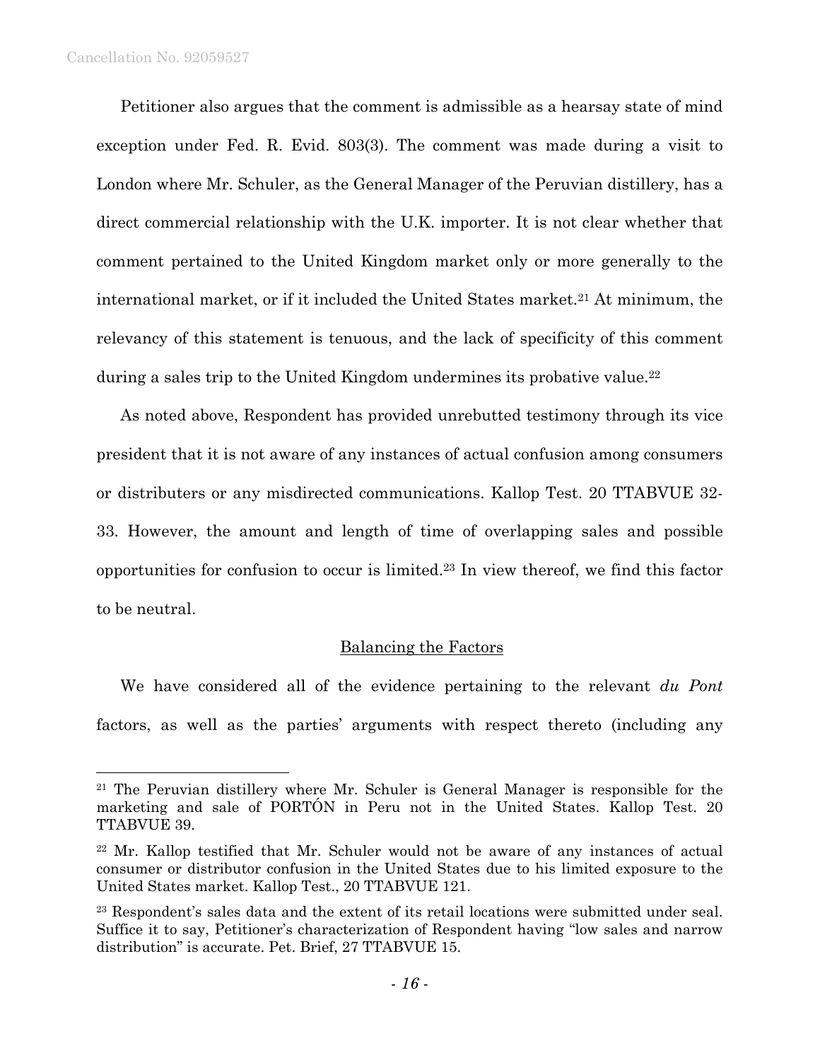Petitioner also argues that the comment is admissible as a hearsay state of mind exception under Fed. R. Evid. 803(3). The comment was made during a visit to London where Mr. Schuler, as the General Manager of the Peruvian distillery, has a direct commercial relationship with the U.K. importer. It is not clear whether that comment pertained to the United Kingdom market only or more generally to the international market, or if it included the United States market.[21] At minimum, the relevancy of this statement is tenuous, and the lack of specificity of this comment during a sales trip to the United Kingdom undermines its probative value.[22]

As noted above, Respondent has provided unrebutted testimony through its vice president that it is not aware of any instances of actual confusion among consumers or distributers or any misdirected communications. Kallop Test. 20 TTABVUE 32-33. However, the amount and length of time of overlapping sales and possible opportunities for confusion to occur is limited.[23] In view thereof, we find this factor to be neutral.

## Balancing the Factors

We have considered all of the evidence pertaining to the relevant *du Pont* factors, as well as the parties' arguments with respect thereto (including any

---

[21] The Peruvian distillery where Mr. Schuler is General Manager is responsible for the marketing and sale of PORTÓN in Peru not in the United States. Kallop Test. 20 TTABVUE 39.

[22] Mr. Kallop testified that Mr. Schuler would not be aware of any instances of actual consumer or distributor confusion in the United States due to his limited exposure to the United States market. Kallop Test., 20 TTABVUE 121.

[23] Respondent's sales data and the extent of its retail locations were submitted under seal. Suffice it to say, Petitioner's characterization of Respondent having "low sales and narrow distribution" is accurate. Pet. Brief, 27 TTABVUE 15.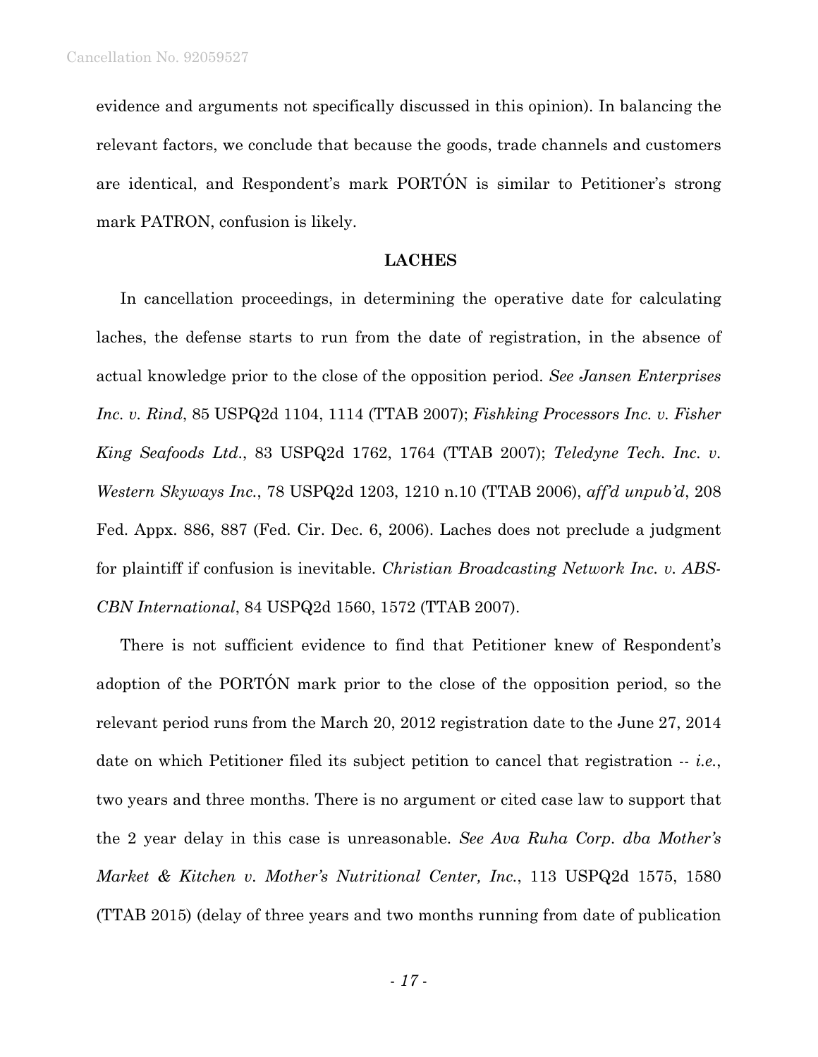evidence and arguments not specifically discussed in this opinion). In balancing the relevant factors, we conclude that because the goods, trade channels and customers are identical, and Respondent's mark PORTÓN is similar to Petitioner's strong mark PATRON, confusion is likely.

## LACHES

In cancellation proceedings, in determining the operative date for calculating laches, the defense starts to run from the date of registration, in the absence of actual knowledge prior to the close of the opposition period. *See Jansen Enterprises Inc. v. Rind*, 85 USPQ2d 1104, 1114 (TTAB 2007); *Fishking Processors Inc. v. Fisher King Seafoods Ltd.*, 83 USPQ2d 1762, 1764 (TTAB 2007); *Teledyne Tech. Inc. v. Western Skyways Inc.*, 78 USPQ2d 1203, 1210 n.10 (TTAB 2006), *aff'd unpub'd*, 208 Fed. Appx. 886, 887 (Fed. Cir. Dec. 6, 2006). Laches does not preclude a judgment for plaintiff if confusion is inevitable. *Christian Broadcasting Network Inc. v. ABS-CBN International*, 84 USPQ2d 1560, 1572 (TTAB 2007).

There is not sufficient evidence to find that Petitioner knew of Respondent's adoption of the PORTÓN mark prior to the close of the opposition period, so the relevant period runs from the March 20, 2012 registration date to the June 27, 2014 date on which Petitioner filed its subject petition to cancel that registration -- *i.e.*, two years and three months. There is no argument or cited case law to support that the 2 year delay in this case is unreasonable. *See Ava Ruha Corp. dba Mother's Market & Kitchen v. Mother's Nutritional Center, Inc.*, 113 USPQ2d 1575, 1580 (TTAB 2015) (delay of three years and two months running from date of publication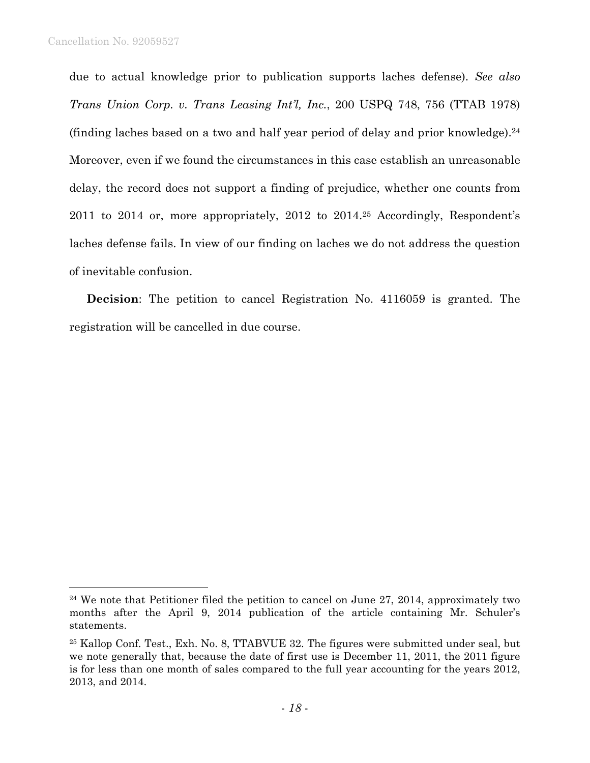due to actual knowledge prior to publication supports laches defense). *See also Trans Union Corp. v. Trans Leasing Int'l, Inc.*, 200 USPQ 748, 756 (TTAB 1978) (finding laches based on a two and half year period of delay and prior knowledge).[24] Moreover, even if we found the circumstances in this case establish an unreasonable delay, the record does not support a finding of prejudice, whether one counts from 2011 to 2014 or, more appropriately, 2012 to 2014.[25] Accordingly, Respondent's laches defense fails. In view of our finding on laches we do not address the question of inevitable confusion.

**Decision**: The petition to cancel Registration No. 4116059 is granted. The registration will be cancelled in due course.

---

[24] We note that Petitioner filed the petition to cancel on June 27, 2014, approximately two months after the April 9, 2014 publication of the article containing Mr. Schuler's statements.

[25] Kallop Conf. Test., Exh. No. 8, TTABVUE 32. The figures were submitted under seal, but we note generally that, because the date of first use is December 11, 2011, the 2011 figure is for less than one month of sales compared to the full year accounting for the years 2012, 2013, and 2014.